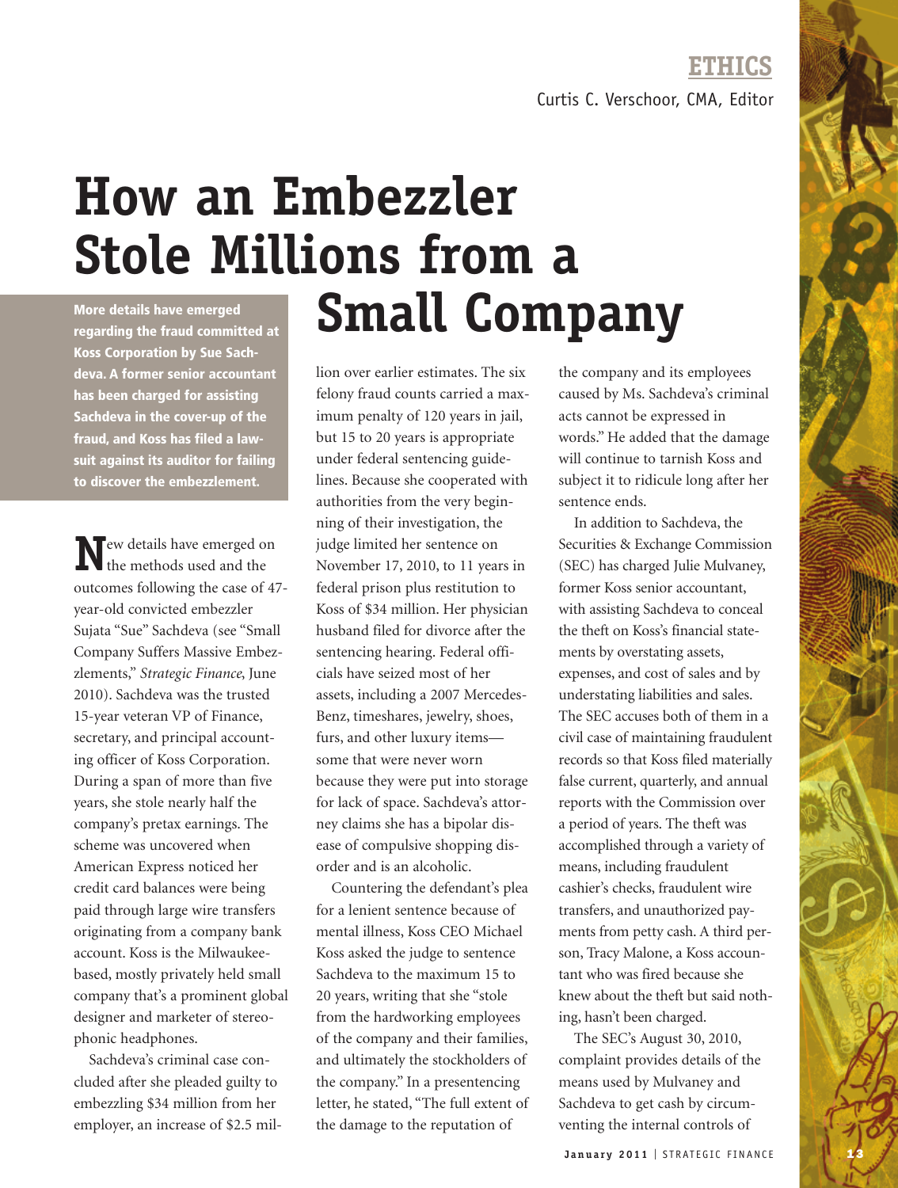ETHICS

Curtis C. Verschoor, CMA, Editor

# How an Embezzler Stole Millions from a Small Company

**More details have emerged regarding the fraud committed at Koss Corporation by Sue Sachdeva. A former senior accountant has been charged for assisting Sachdeva in the cover-up of the fraud, and Koss has filed a lawsuit against its auditor for failing to discover the embezzlement.**

New details have emerged on the methods used and the outcomes following the case of 47-year-old convicted embezzler Sujata "Sue" Sachdeva (see "Small Company Suffers Massive Embezzlements," *Strategic Finance*, June 2010). Sachdeva was the trusted 15-year veteran VP of Finance, secretary, and principal accounting officer of Koss Corporation. During a span of more than five years, she stole nearly half the company's pretax earnings. The scheme was uncovered when American Express noticed her credit card balances were being paid through large wire transfers originating from a company bank account. Koss is the Milwaukee-based, mostly privately held small company that's a prominent global designer and marketer of stereophonic headphones.

Sachdeva's criminal case concluded after she pleaded guilty to embezzling $34 million from her employer, an increase of $2.5 million over earlier estimates. The six felony fraud counts carried a maximum penalty of 120 years in jail, but 15 to 20 years is appropriate under federal sentencing guidelines. Because she cooperated with authorities from the very beginning of their investigation, the judge limited her sentence on November 17, 2010, to 11 years in federal prison plus restitution to Koss of $34 million. Her physician husband filed for divorce after the sentencing hearing. Federal officials have seized most of her assets, including a 2007 Mercedes-Benz, timeshares, jewelry, shoes, furs, and other luxury items—some that were never worn because they were put into storage for lack of space. Sachdeva's attorney claims she has a bipolar disease of compulsive shopping disorder and is an alcoholic.

Countering the defendant's plea for a lenient sentence because of mental illness, Koss CEO Michael Koss asked the judge to sentence Sachdeva to the maximum 15 to 20 years, writing that she "stole from the hardworking employees of the company and their families, and ultimately the stockholders of the company." In a presentencing letter, he stated, "The full extent of the damage to the reputation of the company and its employees caused by Ms. Sachdeva's criminal acts cannot be expressed in words." He added that the damage will continue to tarnish Koss and subject it to ridicule long after her sentence ends.

In addition to Sachdeva, the Securities & Exchange Commission (SEC) has charged Julie Mulvaney, former Koss senior accountant, with assisting Sachdeva to conceal the theft on Koss's financial statements by overstating assets, expenses, and cost of sales and by understating liabilities and sales. The SEC accuses both of them in a civil case of maintaining fraudulent records so that Koss filed materially false current, quarterly, and annual reports with the Commission over a period of years. The theft was accomplished through a variety of means, including fraudulent cashier's checks, fraudulent wire transfers, and unauthorized payments from petty cash. A third person, Tracy Malone, a Koss accountant who was fired because she knew about the theft but said nothing, hasn't been charged.

The SEC's August 30, 2010, complaint provides details of the means used by Mulvaney and Sachdeva to get cash by circumventing the internal controls of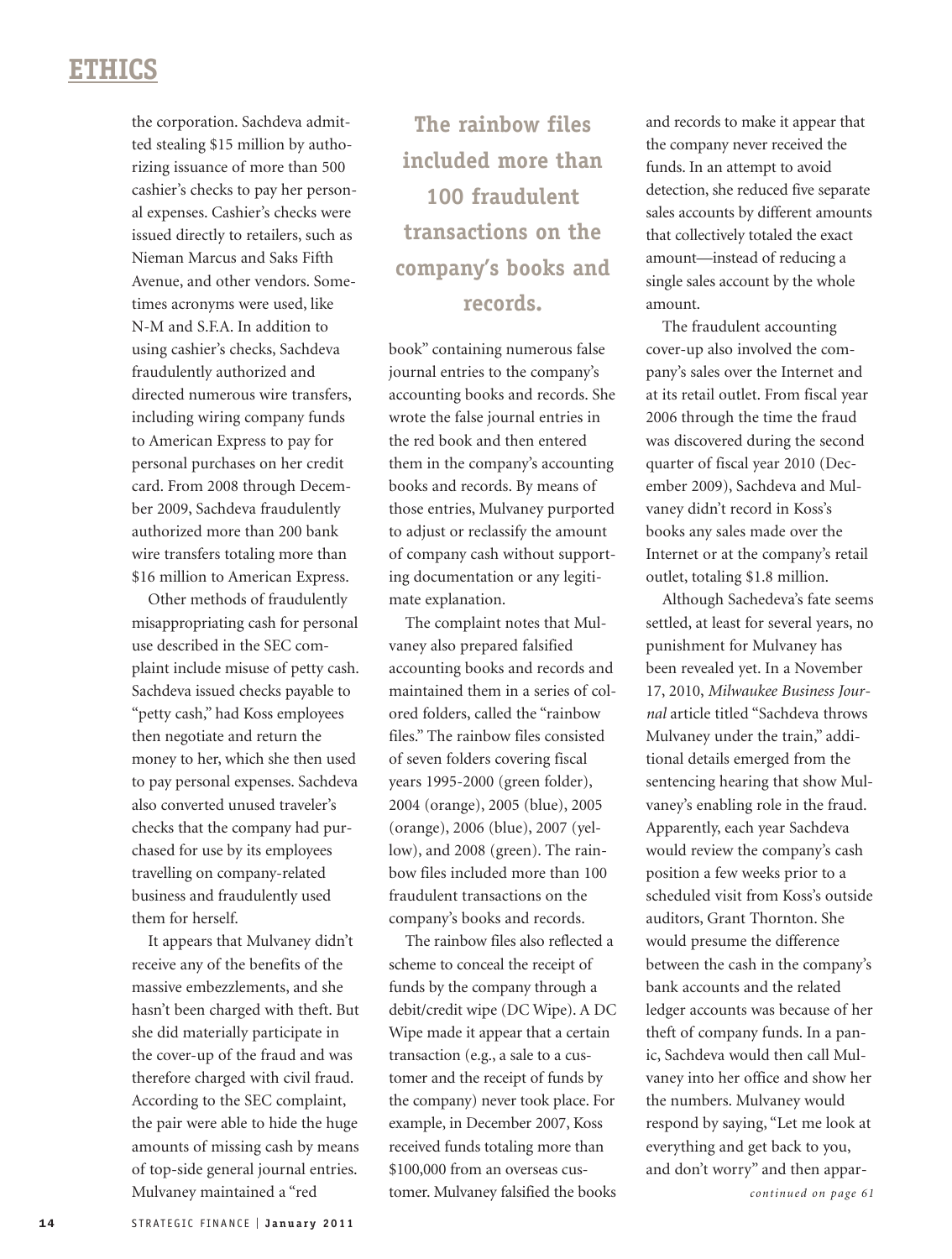the corporation. Sachdeva admitted stealing $15 million by authorizing issuance of more than 500 cashier's checks to pay her personal expenses. Cashier's checks were issued directly to retailers, such as Nieman Marcus and Saks Fifth Avenue, and other vendors. Sometimes acronyms were used, like N-M and S.F.A. In addition to using cashier's checks, Sachdeva fraudulently authorized and directed numerous wire transfers, including wiring company funds to American Express to pay for personal purchases on her credit card. From 2008 through December 2009, Sachdeva fraudulently authorized more than 200 bank wire transfers totaling more than $16 million to American Express.

Other methods of fraudulently misappropriating cash for personal use described in the SEC complaint include misuse of petty cash. Sachdeva issued checks payable to "petty cash," had Koss employees then negotiate and return the money to her, which she then used to pay personal expenses. Sachdeva also converted unused traveler's checks that the company had purchased for use by its employees travelling on company-related business and fraudulently used them for herself.

It appears that Mulvaney didn't receive any of the benefits of the massive embezzlements, and she hasn't been charged with theft. But she did materially participate in the cover-up of the fraud and was therefore charged with civil fraud. According to the SEC complaint, the pair were able to hide the huge amounts of missing cash by means of top-side general journal entries. Mulvaney maintained a "red book" containing numerous false journal entries to the company's accounting books and records. She wrote the false journal entries in the red book and then entered them in the company's accounting books and records. By means of those entries, Mulvaney purported to adjust or reclassify the amount of company cash without supporting documentation or any legitimate explanation.

**The rainbow files included more than 100 fraudulent transactions on the company's books and records.**

The complaint notes that Mulvaney also prepared falsified accounting books and records and maintained them in a series of colored folders, called the "rainbow files." The rainbow files consisted of seven folders covering fiscal years 1995-2000 (green folder), 2004 (orange), 2005 (blue), 2005 (orange), 2006 (blue), 2007 (yellow), and 2008 (green). The rainbow files included more than 100 fraudulent transactions on the company's books and records.

The rainbow files also reflected a scheme to conceal the receipt of funds by the company through a debit/credit wipe (DC Wipe). A DC Wipe made it appear that a certain transaction (e.g., a sale to a customer and the receipt of funds by the company) never took place. For example, in December 2007, Koss received funds totaling more than $100,000 from an overseas customer. Mulvaney falsified the books and records to make it appear that the company never received the funds. In an attempt to avoid detection, she reduced five separate sales accounts by different amounts that collectively totaled the exact amount—instead of reducing a single sales account by the whole amount.

The fraudulent accounting cover-up also involved the company's sales over the Internet and at its retail outlet. From fiscal year 2006 through the time the fraud was discovered during the second quarter of fiscal year 2010 (December 2009), Sachdeva and Mulvaney didn't record in Koss's books any sales made over the Internet or at the company's retail outlet, totaling $1.8 million.

Although Sachedeva's fate seems settled, at least for several years, no punishment for Mulvaney has been revealed yet. In a November 17, 2010, *Milwaukee Business Journal* article titled "Sachdeva throws Mulvaney under the train," additional details emerged from the sentencing hearing that show Mulvaney's enabling role in the fraud. Apparently, each year Sachdeva would review the company's cash position a few weeks prior to a scheduled visit from Koss's outside auditors, Grant Thornton. She would presume the difference between the cash in the company's bank accounts and the related ledger accounts was because of her theft of company funds. In a panic, Sachdeva would then call Mulvaney into her office and show her the numbers. Mulvaney would respond by saying, "Let me look at everything and get back to you, and don't worry" and then appar-

*continued on page 61*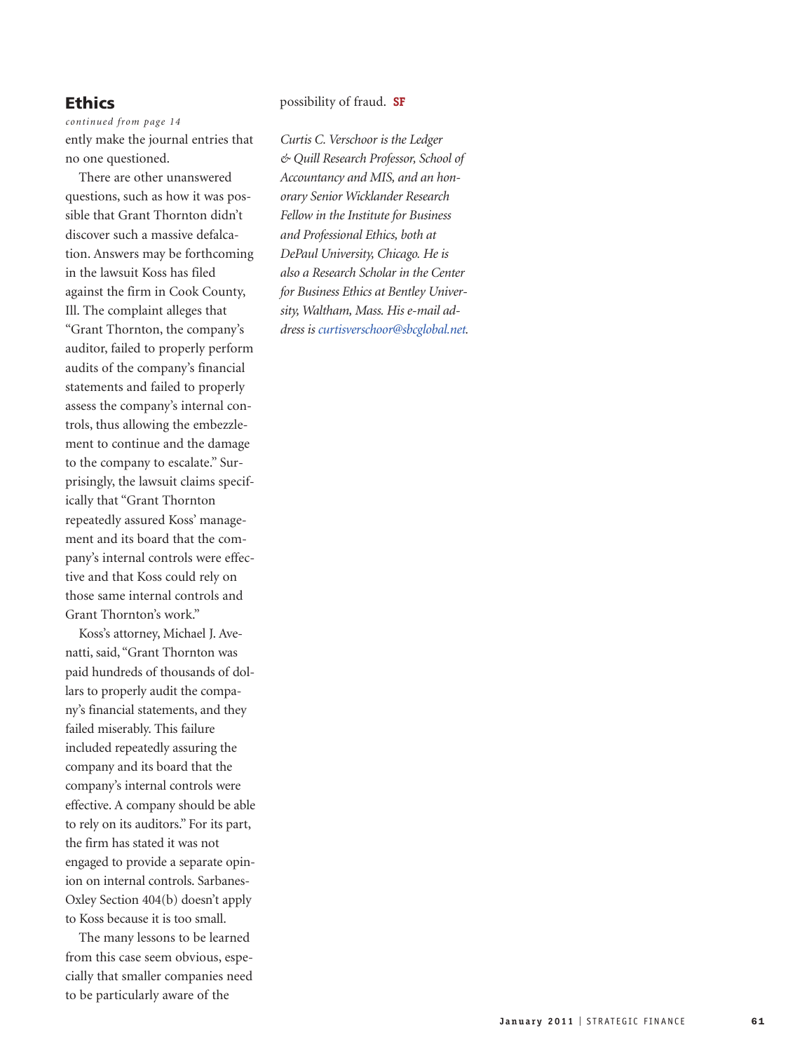## Ethics

*continued from page 14*

ently make the journal entries that no one questioned.

There are other unanswered questions, such as how it was possible that Grant Thornton didn't discover such a massive defalcation. Answers may be forthcoming in the lawsuit Koss has filed against the firm in Cook County, Ill. The complaint alleges that "Grant Thornton, the company's auditor, failed to properly perform audits of the company's financial statements and failed to properly assess the company's internal controls, thus allowing the embezzlement to continue and the damage to the company to escalate." Surprisingly, the lawsuit claims specifically that "Grant Thornton repeatedly assured Koss' management and its board that the company's internal controls were effective and that Koss could rely on those same internal controls and Grant Thornton's work."

Koss's attorney, Michael J. Avenatti, said, "Grant Thornton was paid hundreds of thousands of dollars to properly audit the company's financial statements, and they failed miserably. This failure included repeatedly assuring the company and its board that the company's internal controls were effective. A company should be able to rely on its auditors." For its part, the firm has stated it was not engaged to provide a separate opinion on internal controls. Sarbanes-Oxley Section 404(b) doesn't apply to Koss because it is too small.

The many lessons to be learned from this case seem obvious, especially that smaller companies need to be particularly aware of the possibility of fraud. **SF**

*Curtis C. Verschoor is the Ledger & Quill Research Professor, School of Accountancy and MIS, and an honorary Senior Wicklander Research Fellow in the Institute for Business and Professional Ethics, both at DePaul University, Chicago. He is also a Research Scholar in the Center for Business Ethics at Bentley University, Waltham, Mass. His e-mail address is curtisverschoor@sbcglobal.net.*